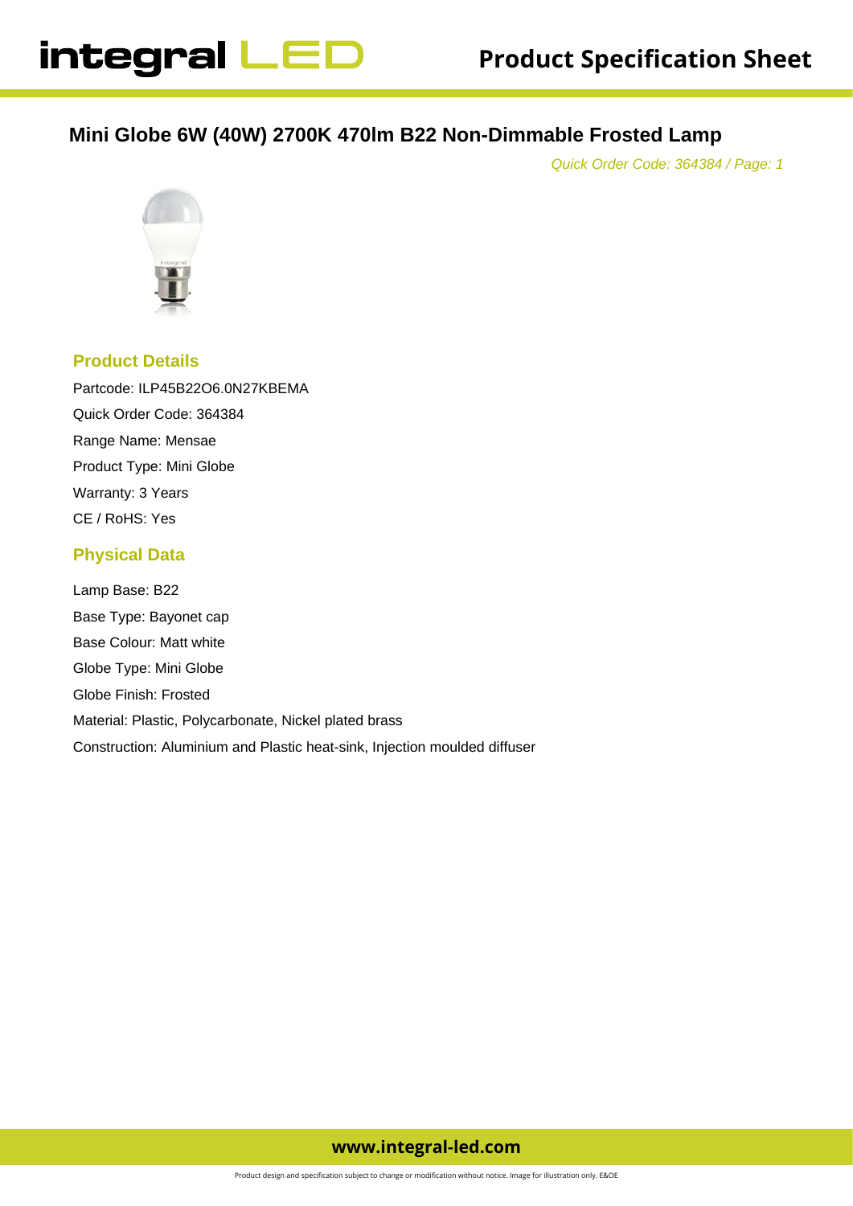# Mini Globe 6W (40W) 2700K 470lm B22 Non-Dimmable Frosted Lamp

*Quick Order Code: 364384 / Page: 1*

## Product Details

Partcode: ILP45B22O6.0N27KBEMA

Quick Order Code: 364384

Range Name: Mensae

Product Type: Mini Globe

Warranty: 3 Years

CE / RoHS: Yes

## Physical Data

Lamp Base: B22

Base Type: Bayonet cap

Base Colour: Matt white

Globe Type: Mini Globe

Globe Finish: Frosted

Material: Plastic, Polycarbonate, Nickel plated brass

Construction: Aluminium and Plastic heat-sink, Injection moulded diffuser

**www.integral-led.com**

Product design and specification subject to change or modification without notice. Image for illustration only. E&OE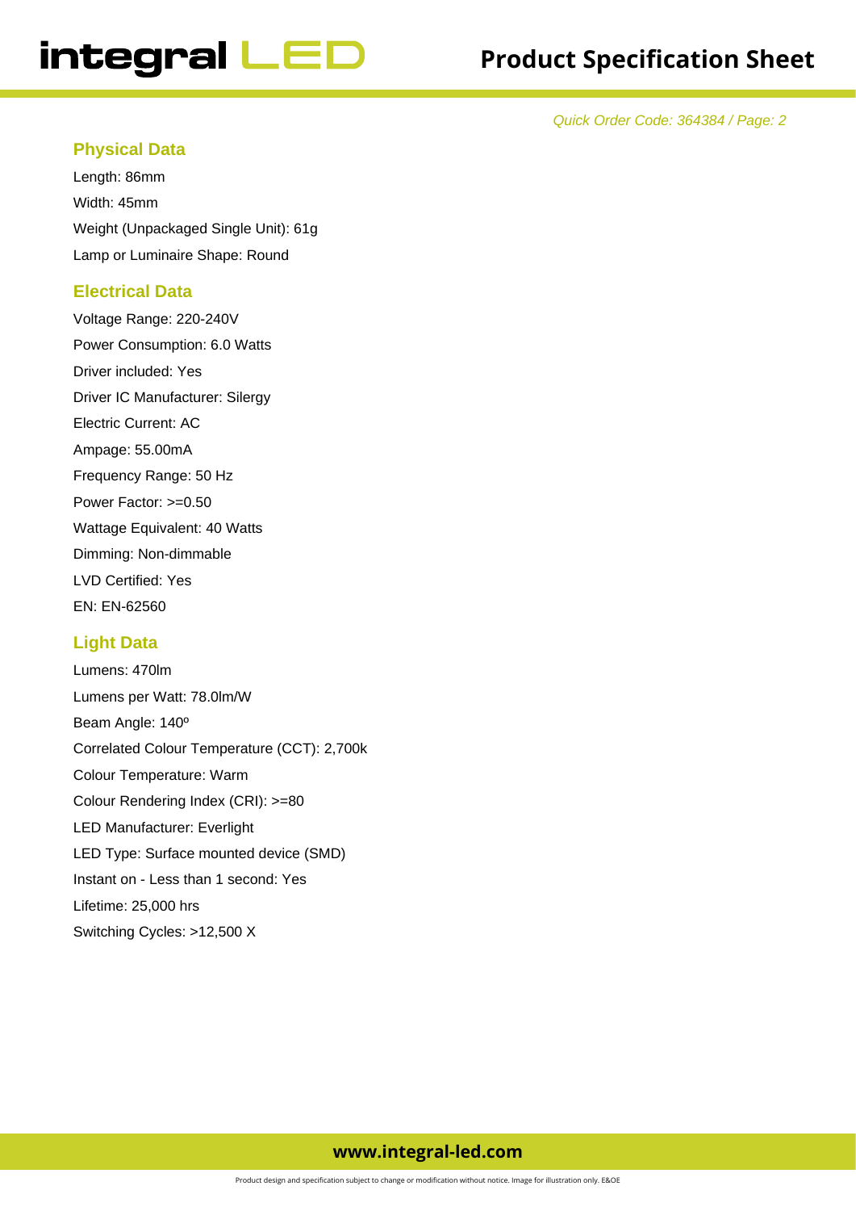*Quick Order Code: 364384 / Page: 2*

## Physical Data

Length: 86mm

Width: 45mm

Weight (Unpackaged Single Unit): 61g

Lamp or Luminaire Shape: Round

## Electrical Data

Voltage Range: 220-240V

Power Consumption: 6.0 Watts

Driver included: Yes

Driver IC Manufacturer: Silergy

Electric Current: AC

Ampage: 55.00mA

Frequency Range: 50 Hz

Power Factor: >=0.50

Wattage Equivalent: 40 Watts

Dimming: Non-dimmable

LVD Certified: Yes

EN: EN-62560

## Light Data

Lumens: 470lm

Lumens per Watt: 78.0lm/W

Beam Angle: 140º

Correlated Colour Temperature (CCT): 2,700k

Colour Temperature: Warm

Colour Rendering Index (CRI): >=80

LED Manufacturer: Everlight

LED Type: Surface mounted device (SMD)

Instant on - Less than 1 second: Yes

Lifetime: 25,000 hrs

Switching Cycles: >12,500 X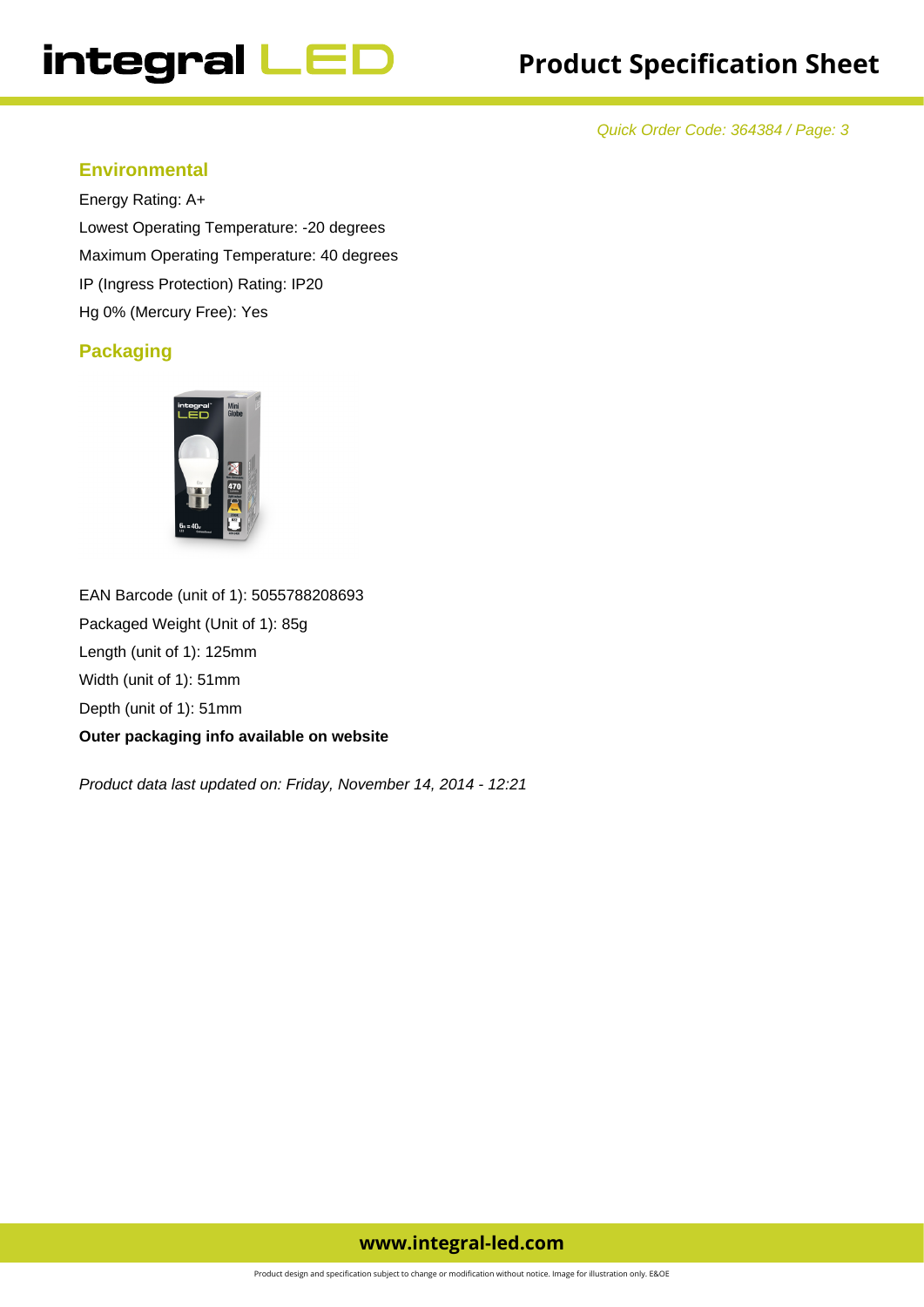## Environmental

Energy Rating: A+

Lowest Operating Temperature: -20 degrees

Maximum Operating Temperature: 40 degrees

IP (Ingress Protection) Rating: IP20

Hg 0% (Mercury Free): Yes

## Packaging

EAN Barcode (unit of 1): 5055788208693

Packaged Weight (Unit of 1): 85g

Length (unit of 1): 125mm

Width (unit of 1): 51mm

Depth (unit of 1): 51mm

**Outer packaging info available on website**

*Product data last updated on: Friday, November 14, 2014 - 12:21*

**www.integral-led.com**

Product design and specification subject to change or modification without notice. Image for illustration only. E&OE